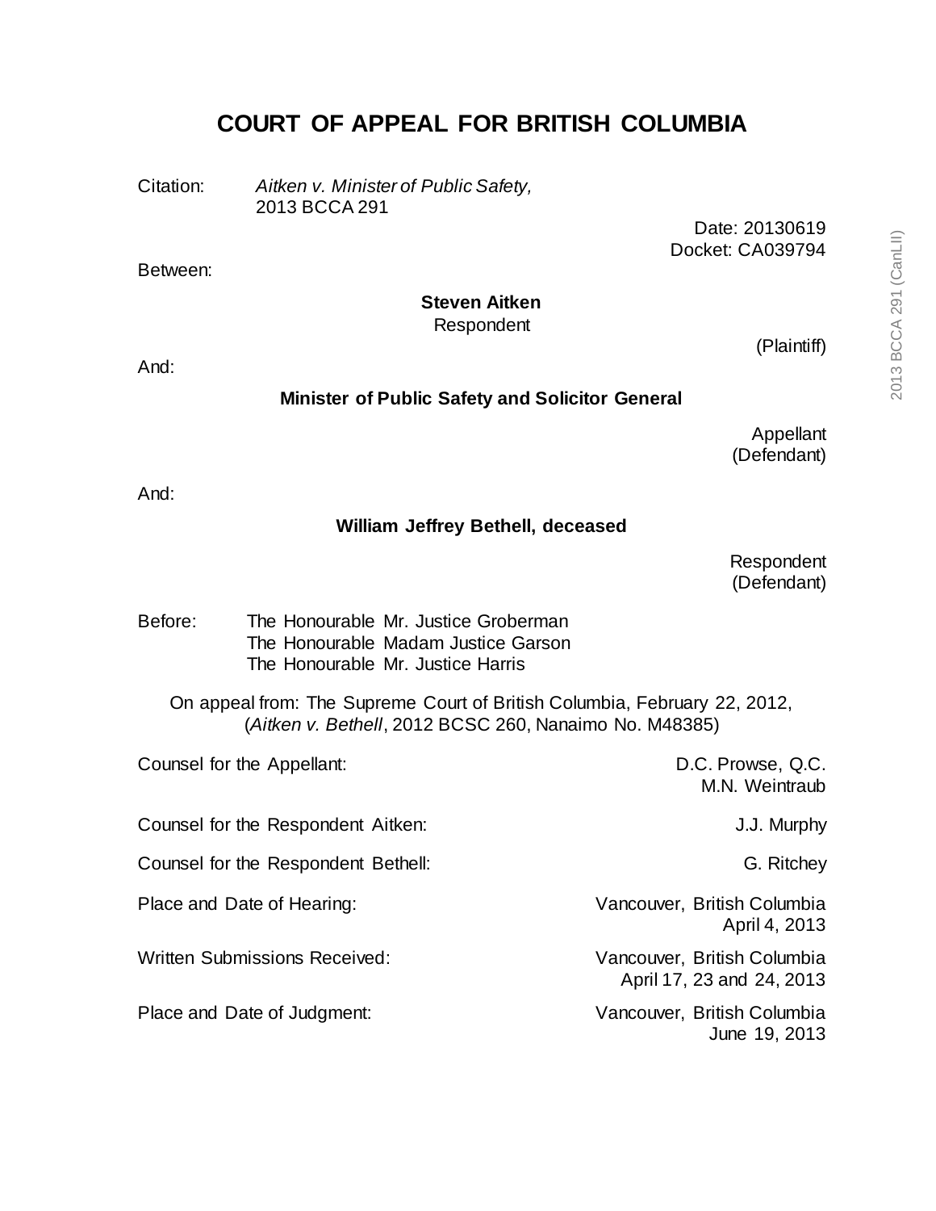# COURT OF APPEAL FOR BRITISH COLUMBIA

Citation: *Aitken v. Minister of Public Safety,* 2013 BCCA 291

Date: 20130619
Docket: CA039794

Between:

**Steven Aitken**
Respondent
(Plaintiff)

And:

**Minister of Public Safety and Solicitor General**

Appellant
(Defendant)

And:

**William Jeffrey Bethell, deceased**

Respondent
(Defendant)

Before: The Honourable Mr. Justice Groberman
The Honourable Madam Justice Garson
The Honourable Mr. Justice Harris

On appeal from: The Supreme Court of British Columbia, February 22, 2012, (*Aitken v. Bethell*, 2012 BCSC 260, Nanaimo No. M48385)

| | |
|---|---|
| Counsel for the Appellant: | D.C. Prowse, Q.C.<br>M.N. Weintraub |
| Counsel for the Respondent Aitken: | J.J. Murphy |
| Counsel for the Respondent Bethell: | G. Ritchey |
| Place and Date of Hearing: | Vancouver, British Columbia<br>April 4, 2013 |
| Written Submissions Received: | Vancouver, British Columbia<br>April 17, 23 and 24, 2013 |
| Place and Date of Judgment: | Vancouver, British Columbia<br>June 19, 2013 |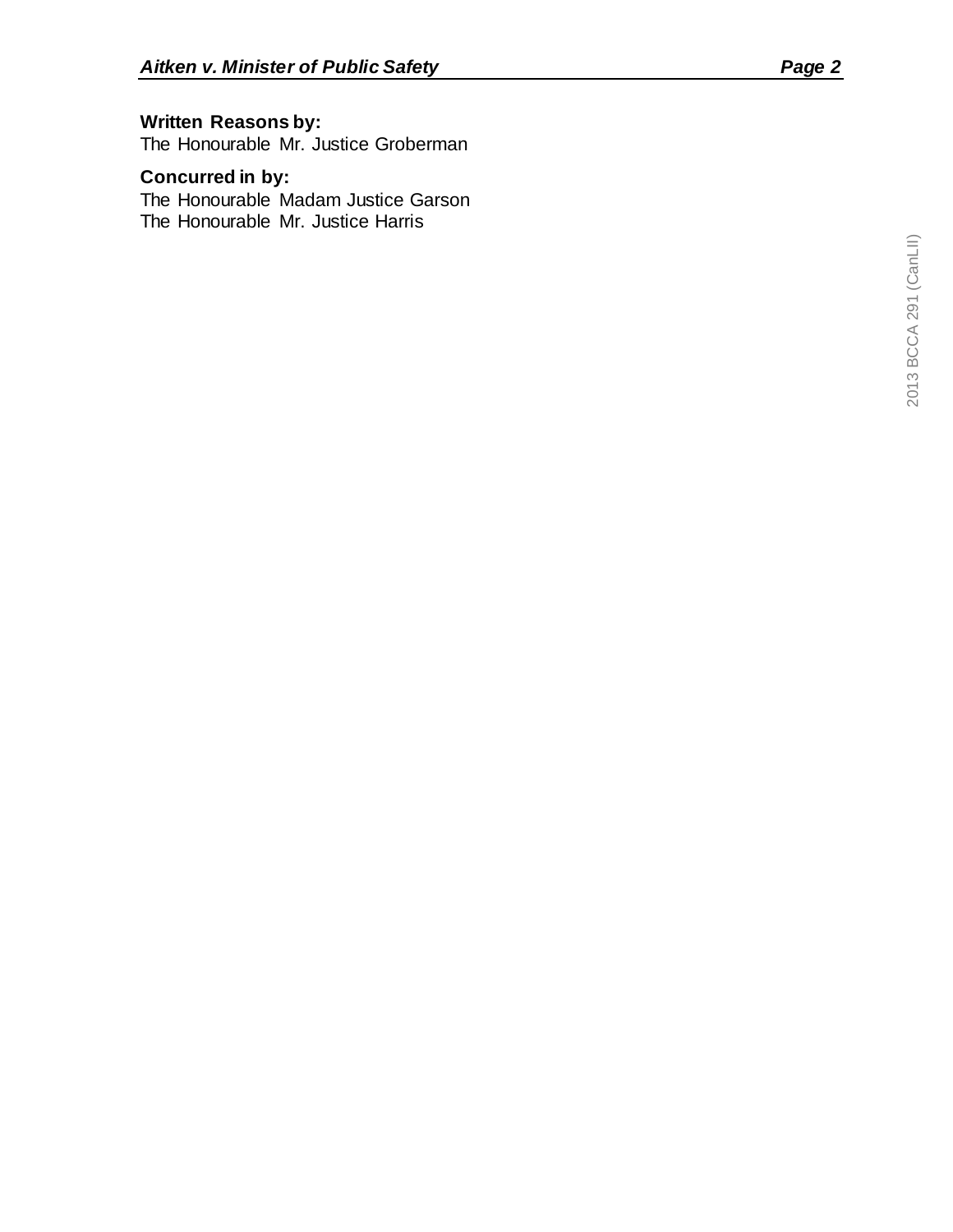**Written Reasons by:**
The Honourable Mr. Justice Groberman

**Concurred in by:**
The Honourable Madam Justice Garson
The Honourable Mr. Justice Harris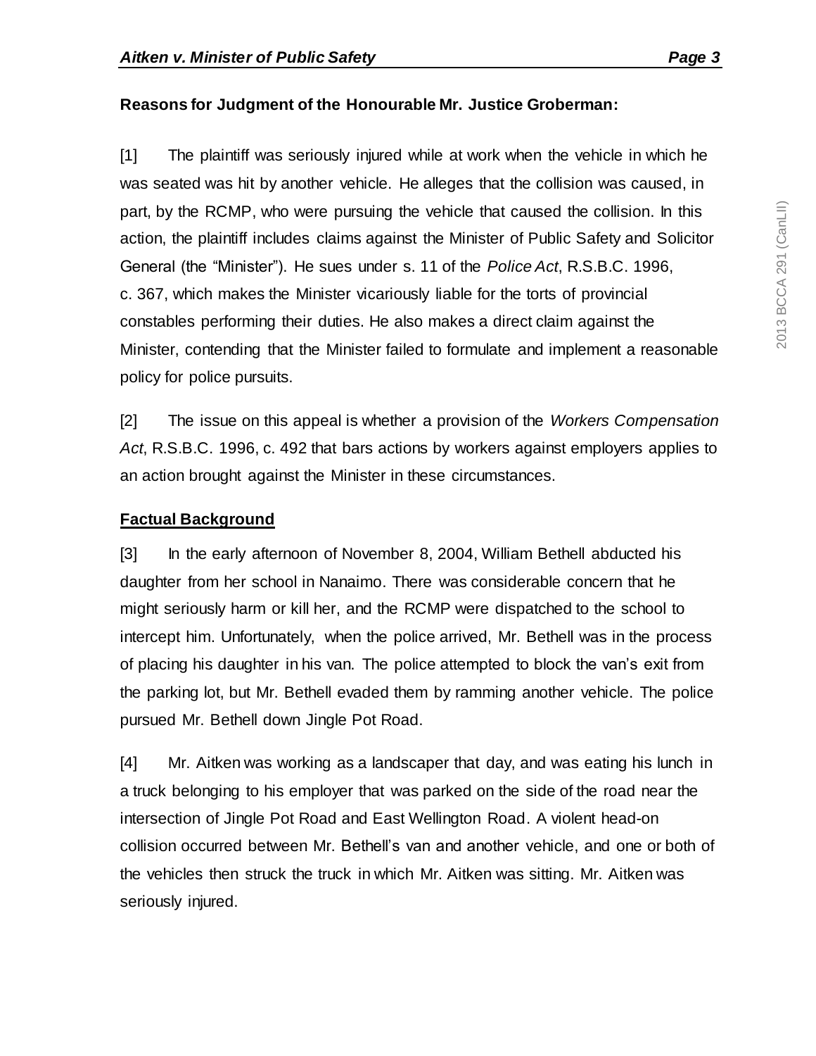**Reasons for Judgment of the Honourable Mr. Justice Groberman:**

[1] The plaintiff was seriously injured while at work when the vehicle in which he was seated was hit by another vehicle. He alleges that the collision was caused, in part, by the RCMP, who were pursuing the vehicle that caused the collision. In this action, the plaintiff includes claims against the Minister of Public Safety and Solicitor General (the "Minister"). He sues under s. 11 of the *Police Act*, R.S.B.C. 1996, c. 367, which makes the Minister vicariously liable for the torts of provincial constables performing their duties. He also makes a direct claim against the Minister, contending that the Minister failed to formulate and implement a reasonable policy for police pursuits.

[2] The issue on this appeal is whether a provision of the *Workers Compensation Act*, R.S.B.C. 1996, c. 492 that bars actions by workers against employers applies to an action brought against the Minister in these circumstances.

## Factual Background

[3] In the early afternoon of November 8, 2004, William Bethell abducted his daughter from her school in Nanaimo. There was considerable concern that he might seriously harm or kill her, and the RCMP were dispatched to the school to intercept him. Unfortunately, when the police arrived, Mr. Bethell was in the process of placing his daughter in his van. The police attempted to block the van's exit from the parking lot, but Mr. Bethell evaded them by ramming another vehicle. The police pursued Mr. Bethell down Jingle Pot Road.

[4] Mr. Aitken was working as a landscaper that day, and was eating his lunch in a truck belonging to his employer that was parked on the side of the road near the intersection of Jingle Pot Road and East Wellington Road. A violent head-on collision occurred between Mr. Bethell's van and another vehicle, and one or both of the vehicles then struck the truck in which Mr. Aitken was sitting. Mr. Aitken was seriously injured.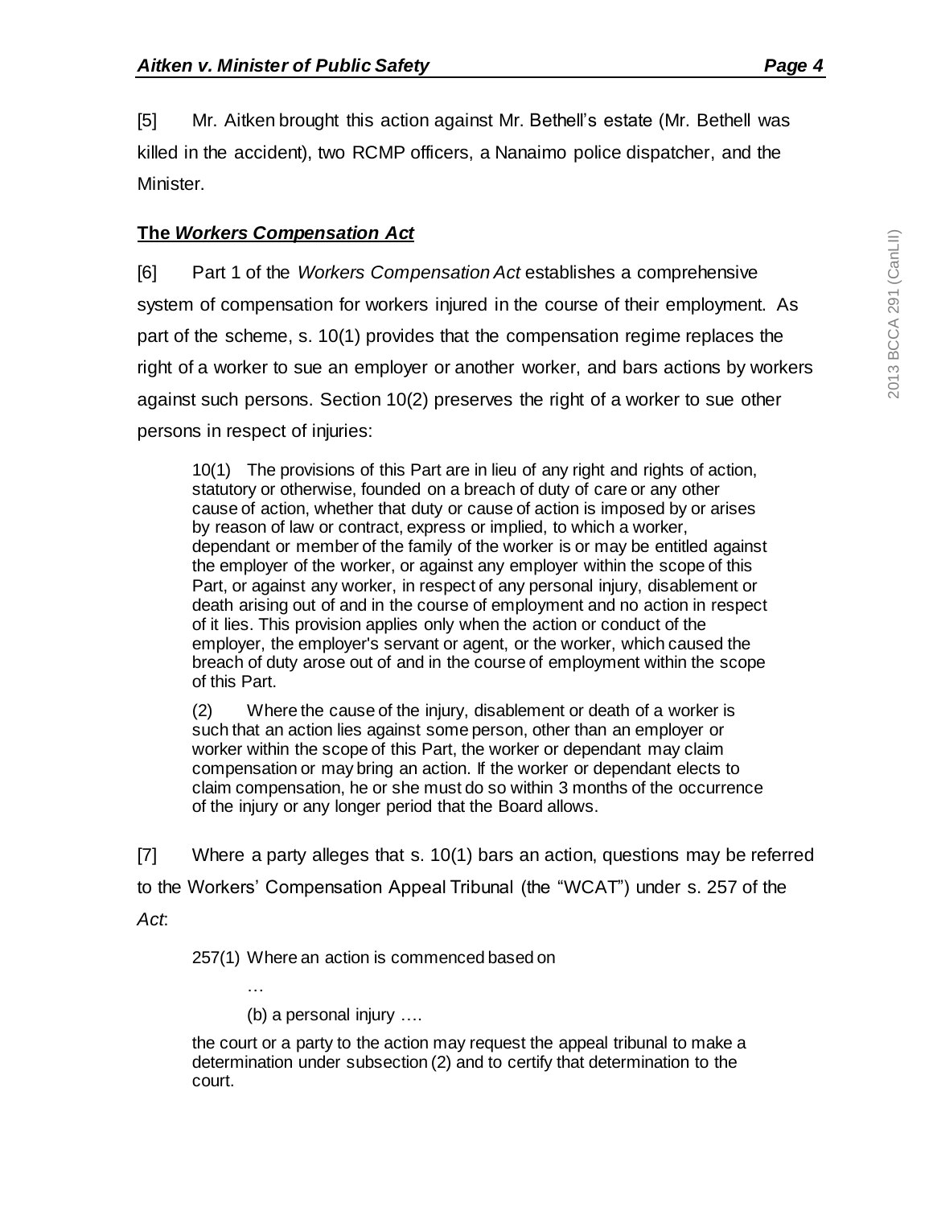[5] Mr. Aitken brought this action against Mr. Bethell's estate (Mr. Bethell was killed in the accident), two RCMP officers, a Nanaimo police dispatcher, and the Minister.

## **The *Workers Compensation Act***

[6] Part 1 of the *Workers Compensation Act* establishes a comprehensive system of compensation for workers injured in the course of their employment. As part of the scheme, s. 10(1) provides that the compensation regime replaces the right of a worker to sue an employer or another worker, and bars actions by workers against such persons. Section 10(2) preserves the right of a worker to sue other persons in respect of injuries:

> 10(1) The provisions of this Part are in lieu of any right and rights of action, statutory or otherwise, founded on a breach of duty of care or any other cause of action, whether that duty or cause of action is imposed by or arises by reason of law or contract, express or implied, to which a worker, dependant or member of the family of the worker is or may be entitled against the employer of the worker, or against any employer within the scope of this Part, or against any worker, in respect of any personal injury, disablement or death arising out of and in the course of employment and no action in respect of it lies. This provision applies only when the action or conduct of the employer, the employer's servant or agent, or the worker, which caused the breach of duty arose out of and in the course of employment within the scope of this Part.
>
> (2) Where the cause of the injury, disablement or death of a worker is such that an action lies against some person, other than an employer or worker within the scope of this Part, the worker or dependant may claim compensation or may bring an action. If the worker or dependant elects to claim compensation, he or she must do so within 3 months of the occurrence of the injury or any longer period that the Board allows.

[7] Where a party alleges that s. 10(1) bars an action, questions may be referred to the Workers' Compensation Appeal Tribunal (the "WCAT") under s. 257 of the *Act*:

> 257(1) Where an action is commenced based on
>
> …
>
> (b) a personal injury ….
>
> the court or a party to the action may request the appeal tribunal to make a determination under subsection (2) and to certify that determination to the court.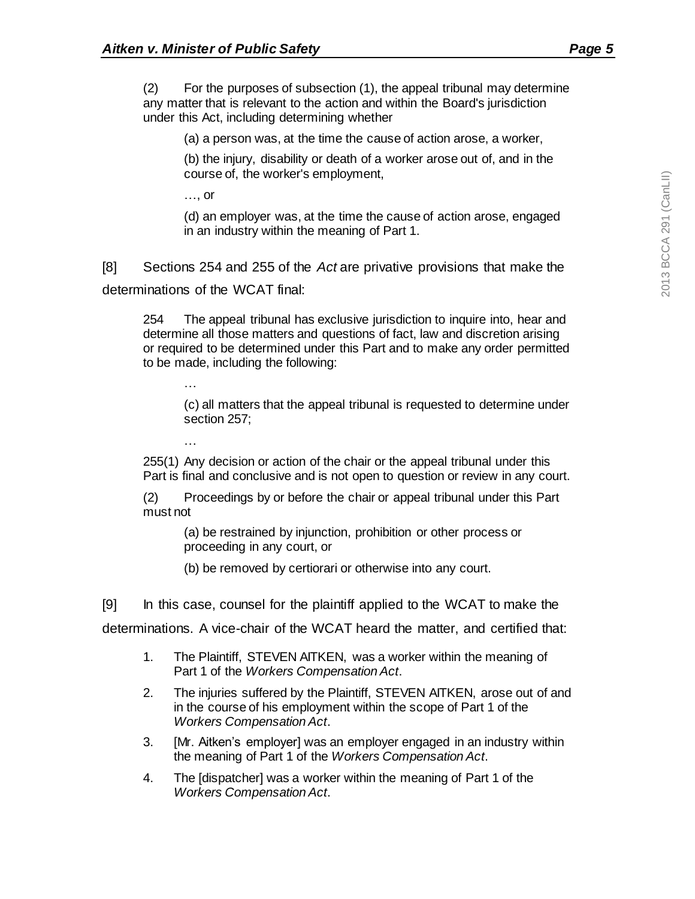(2) For the purposes of subsection (1), the appeal tribunal may determine any matter that is relevant to the action and within the Board's jurisdiction under this Act, including determining whether

> (a) a person was, at the time the cause of action arose, a worker,
>
> (b) the injury, disability or death of a worker arose out of, and in the course of, the worker's employment,
>
> …, or
>
> (d) an employer was, at the time the cause of action arose, engaged in an industry within the meaning of Part 1.

[8] Sections 254 and 255 of the *Act* are privative provisions that make the determinations of the WCAT final:

> 254 The appeal tribunal has exclusive jurisdiction to inquire into, hear and determine all those matters and questions of fact, law and discretion arising or required to be determined under this Part and to make any order permitted to be made, including the following:
>
> …
>
> (c) all matters that the appeal tribunal is requested to determine under section 257;
>
> …
>
> 255(1) Any decision or action of the chair or the appeal tribunal under this Part is final and conclusive and is not open to question or review in any court.
>
> (2) Proceedings by or before the chair or appeal tribunal under this Part must not
>
> (a) be restrained by injunction, prohibition or other process or proceeding in any court, or
>
> (b) be removed by certiorari or otherwise into any court.

[9] In this case, counsel for the plaintiff applied to the WCAT to make the determinations. A vice-chair of the WCAT heard the matter, and certified that:

1. The Plaintiff, STEVEN AITKEN, was a worker within the meaning of Part 1 of the *Workers Compensation Act*.
2. The injuries suffered by the Plaintiff, STEVEN AITKEN, arose out of and in the course of his employment within the scope of Part 1 of the *Workers Compensation Act*.
3. [Mr. Aitken's employer] was an employer engaged in an industry within the meaning of Part 1 of the *Workers Compensation Act*.
4. The [dispatcher] was a worker within the meaning of Part 1 of the *Workers Compensation Act*.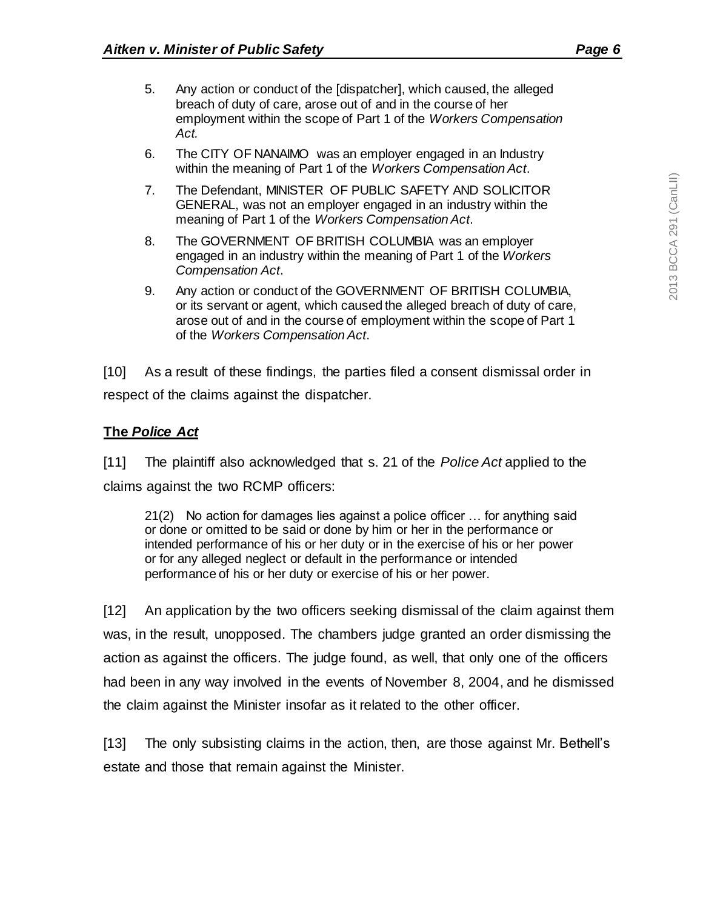5. Any action or conduct of the [dispatcher], which caused, the alleged breach of duty of care, arose out of and in the course of her employment within the scope of Part 1 of the *Workers Compensation Act.*

6. The CITY OF NANAIMO was an employer engaged in an Industry within the meaning of Part 1 of the *Workers Compensation Act*.

7. The Defendant, MINISTER OF PUBLIC SAFETY AND SOLICITOR GENERAL, was not an employer engaged in an industry within the meaning of Part 1 of the *Workers Compensation Act*.

8. The GOVERNMENT OF BRITISH COLUMBIA was an employer engaged in an industry within the meaning of Part 1 of the *Workers Compensation Act*.

9. Any action or conduct of the GOVERNMENT OF BRITISH COLUMBIA, or its servant or agent, which caused the alleged breach of duty of care, arose out of and in the course of employment within the scope of Part 1 of the *Workers Compensation Act*.

[10] As a result of these findings, the parties filed a consent dismissal order in respect of the claims against the dispatcher.

## The *Police Act*

[11] The plaintiff also acknowledged that s. 21 of the *Police Act* applied to the claims against the two RCMP officers:

> 21(2) No action for damages lies against a police officer … for anything said or done or omitted to be said or done by him or her in the performance or intended performance of his or her duty or in the exercise of his or her power or for any alleged neglect or default in the performance or intended performance of his or her duty or exercise of his or her power.

[12] An application by the two officers seeking dismissal of the claim against them was, in the result, unopposed. The chambers judge granted an order dismissing the action as against the officers. The judge found, as well, that only one of the officers had been in any way involved in the events of November 8, 2004, and he dismissed the claim against the Minister insofar as it related to the other officer.

[13] The only subsisting claims in the action, then, are those against Mr. Bethell's estate and those that remain against the Minister.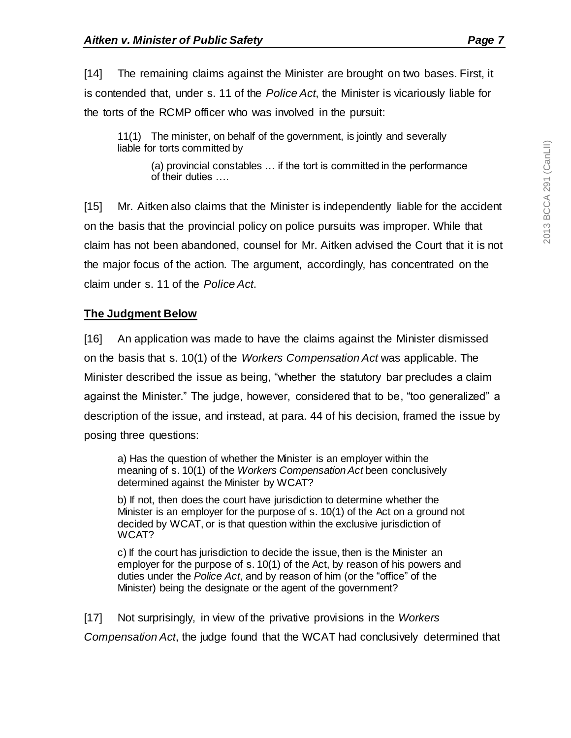[14] The remaining claims against the Minister are brought on two bases. First, it is contended that, under s. 11 of the *Police Act*, the Minister is vicariously liable for the torts of the RCMP officer who was involved in the pursuit:

> 11(1) The minister, on behalf of the government, is jointly and severally liable for torts committed by
>
> > (a) provincial constables … if the tort is committed in the performance of their duties ….

[15] Mr. Aitken also claims that the Minister is independently liable for the accident on the basis that the provincial policy on police pursuits was improper. While that claim has not been abandoned, counsel for Mr. Aitken advised the Court that it is not the major focus of the action. The argument, accordingly, has concentrated on the claim under s. 11 of the *Police Act*.

## **The Judgment Below**

[16] An application was made to have the claims against the Minister dismissed on the basis that s. 10(1) of the *Workers Compensation Act* was applicable. The Minister described the issue as being, "whether the statutory bar precludes a claim against the Minister." The judge, however, considered that to be, "too generalized" a description of the issue, and instead, at para. 44 of his decision, framed the issue by posing three questions:

> a) Has the question of whether the Minister is an employer within the meaning of s. 10(1) of the *Workers Compensation Act* been conclusively determined against the Minister by WCAT?
>
> b) If not, then does the court have jurisdiction to determine whether the Minister is an employer for the purpose of s. 10(1) of the Act on a ground not decided by WCAT, or is that question within the exclusive jurisdiction of WCAT?
>
> c) If the court has jurisdiction to decide the issue, then is the Minister an employer for the purpose of s. 10(1) of the Act, by reason of his powers and duties under the *Police Act*, and by reason of him (or the "office" of the Minister) being the designate or the agent of the government?

[17] Not surprisingly, in view of the privative provisions in the *Workers Compensation Act*, the judge found that the WCAT had conclusively determined that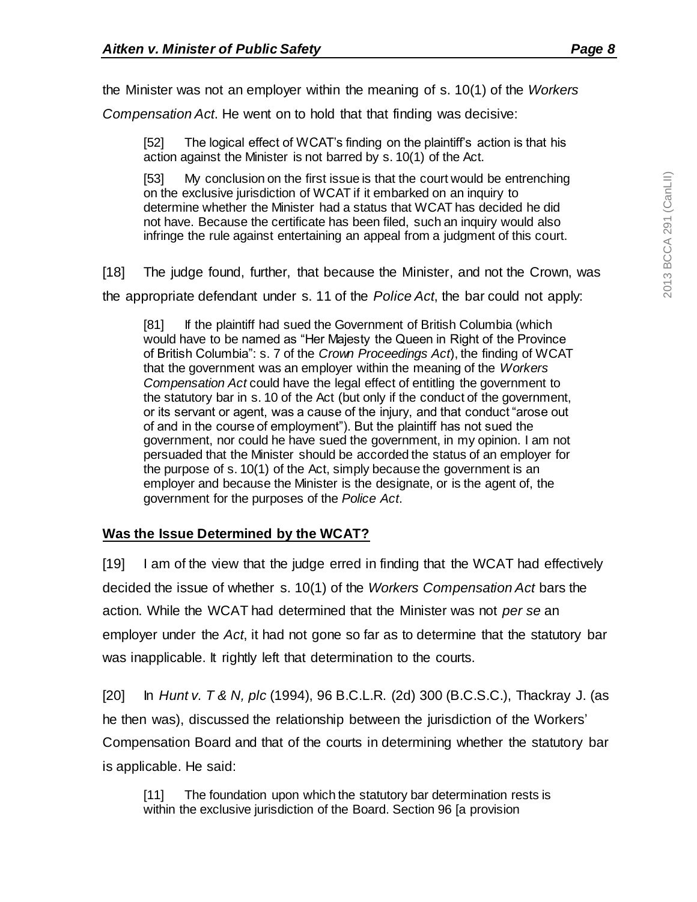the Minister was not an employer within the meaning of s. 10(1) of the *Workers Compensation Act*. He went on to hold that that finding was decisive:

> [52] The logical effect of WCAT's finding on the plaintiff's action is that his action against the Minister is not barred by s. 10(1) of the Act.
>
> [53] My conclusion on the first issue is that the court would be entrenching on the exclusive jurisdiction of WCAT if it embarked on an inquiry to determine whether the Minister had a status that WCAT has decided he did not have. Because the certificate has been filed, such an inquiry would also infringe the rule against entertaining an appeal from a judgment of this court.

[18] The judge found, further, that because the Minister, and not the Crown, was the appropriate defendant under s. 11 of the *Police Act*, the bar could not apply:

> [81] If the plaintiff had sued the Government of British Columbia (which would have to be named as "Her Majesty the Queen in Right of the Province of British Columbia": s. 7 of the *Crown Proceedings Act*), the finding of WCAT that the government was an employer within the meaning of the *Workers Compensation Act* could have the legal effect of entitling the government to the statutory bar in s. 10 of the Act (but only if the conduct of the government, or its servant or agent, was a cause of the injury, and that conduct "arose out of and in the course of employment"). But the plaintiff has not sued the government, nor could he have sued the government, in my opinion. I am not persuaded that the Minister should be accorded the status of an employer for the purpose of s. 10(1) of the Act, simply because the government is an employer and because the Minister is the designate, or is the agent of, the government for the purposes of the *Police Act*.

## Was the Issue Determined by the WCAT?

[19] I am of the view that the judge erred in finding that the WCAT had effectively decided the issue of whether s. 10(1) of the *Workers Compensation Act* bars the action. While the WCAT had determined that the Minister was not *per se* an employer under the *Act*, it had not gone so far as to determine that the statutory bar was inapplicable. It rightly left that determination to the courts.

[20] In *Hunt v. T & N, plc* (1994), 96 B.C.L.R. (2d) 300 (B.C.S.C.), Thackray J. (as he then was), discussed the relationship between the jurisdiction of the Workers' Compensation Board and that of the courts in determining whether the statutory bar is applicable. He said:

> [11] The foundation upon which the statutory bar determination rests is within the exclusive jurisdiction of the Board. Section 96 [a provision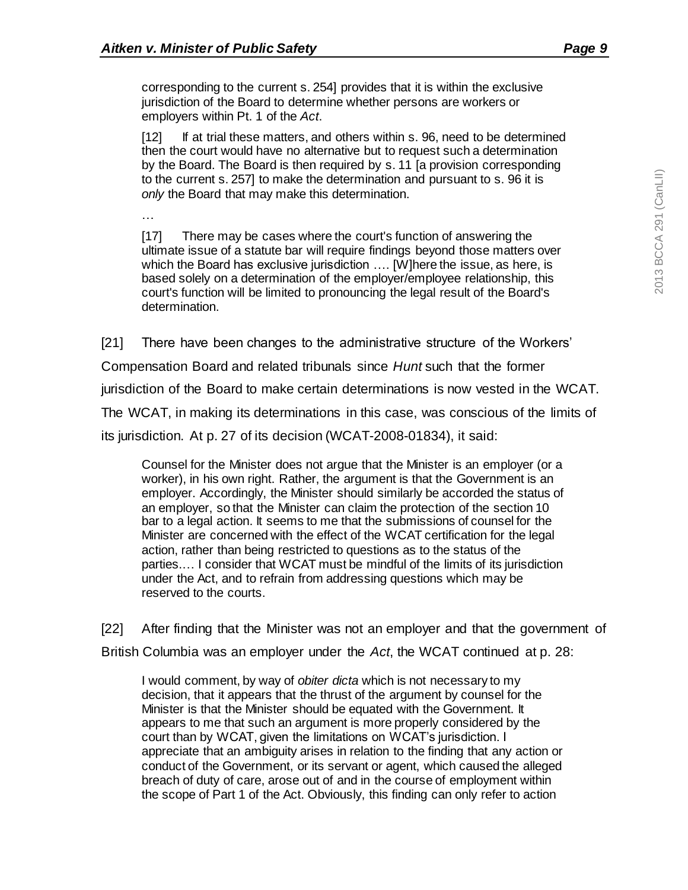corresponding to the current s. 254] provides that it is within the exclusive jurisdiction of the Board to determine whether persons are workers or employers within Pt. 1 of the *Act*.

> [12] If at trial these matters, and others within s. 96, need to be determined then the court would have no alternative but to request such a determination by the Board. The Board is then required by s. 11 [a provision corresponding to the current s. 257] to make the determination and pursuant to s. 96 it is *only* the Board that may make this determination.
>
> …
>
> [17] There may be cases where the court's function of answering the ultimate issue of a statute bar will require findings beyond those matters over which the Board has exclusive jurisdiction …. [W]here the issue, as here, is based solely on a determination of the employer/employee relationship, this court's function will be limited to pronouncing the legal result of the Board's determination.

[21] There have been changes to the administrative structure of the Workers' Compensation Board and related tribunals since *Hunt* such that the former jurisdiction of the Board to make certain determinations is now vested in the WCAT. The WCAT, in making its determinations in this case, was conscious of the limits of its jurisdiction. At p. 27 of its decision (WCAT-2008-01834), it said:

> Counsel for the Minister does not argue that the Minister is an employer (or a worker), in his own right. Rather, the argument is that the Government is an employer. Accordingly, the Minister should similarly be accorded the status of an employer, so that the Minister can claim the protection of the section 10 bar to a legal action. It seems to me that the submissions of counsel for the Minister are concerned with the effect of the WCAT certification for the legal action, rather than being restricted to questions as to the status of the parties.… I consider that WCAT must be mindful of the limits of its jurisdiction under the Act, and to refrain from addressing questions which may be reserved to the courts.

[22] After finding that the Minister was not an employer and that the government of British Columbia was an employer under the *Act*, the WCAT continued at p. 28:

> I would comment, by way of *obiter dicta* which is not necessary to my decision, that it appears that the thrust of the argument by counsel for the Minister is that the Minister should be equated with the Government. It appears to me that such an argument is more properly considered by the court than by WCAT, given the limitations on WCAT's jurisdiction. I appreciate that an ambiguity arises in relation to the finding that any action or conduct of the Government, or its servant or agent, which caused the alleged breach of duty of care, arose out of and in the course of employment within the scope of Part 1 of the Act. Obviously, this finding can only refer to action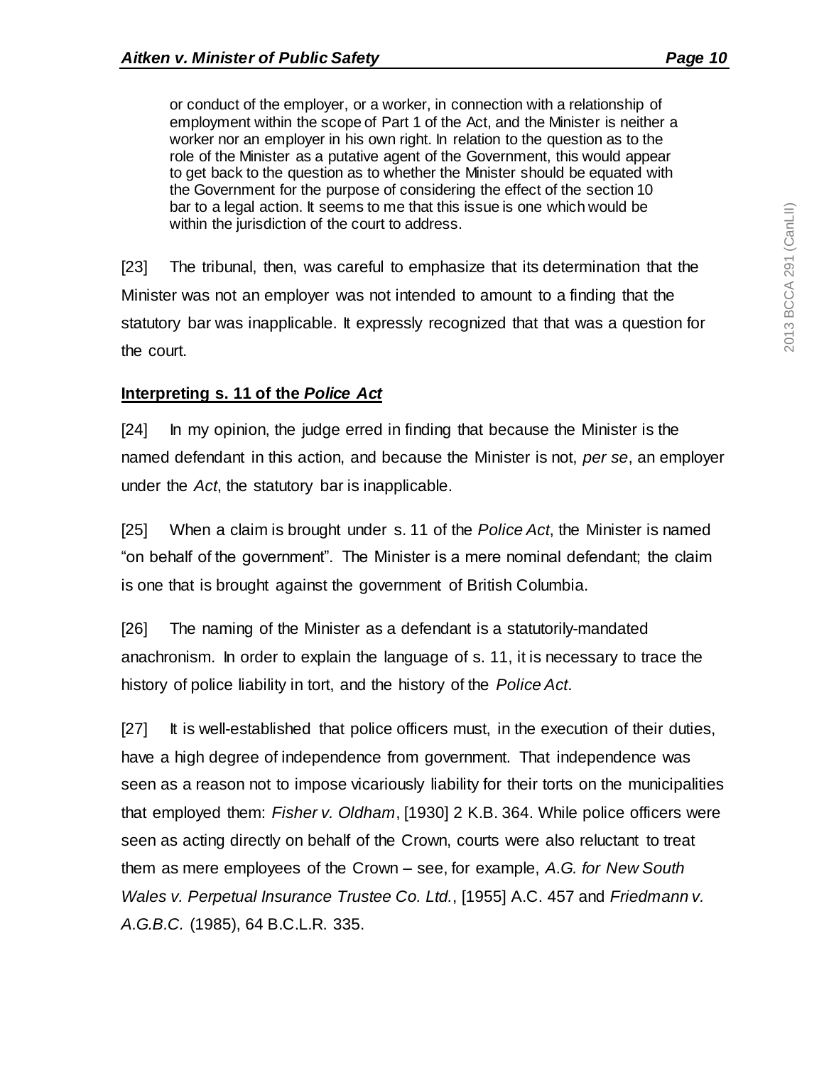> or conduct of the employer, or a worker, in connection with a relationship of employment within the scope of Part 1 of the Act, and the Minister is neither a worker nor an employer in his own right. In relation to the question as to the role of the Minister as a putative agent of the Government, this would appear to get back to the question as to whether the Minister should be equated with the Government for the purpose of considering the effect of the section 10 bar to a legal action. It seems to me that this issue is one which would be within the jurisdiction of the court to address.

[23] The tribunal, then, was careful to emphasize that its determination that the Minister was not an employer was not intended to amount to a finding that the statutory bar was inapplicable. It expressly recognized that that was a question for the court.

**Interpreting s. 11 of the *Police Act***

[24] In my opinion, the judge erred in finding that because the Minister is the named defendant in this action, and because the Minister is not, *per se*, an employer under the *Act*, the statutory bar is inapplicable.

[25] When a claim is brought under s. 11 of the *Police Act*, the Minister is named "on behalf of the government". The Minister is a mere nominal defendant; the claim is one that is brought against the government of British Columbia.

[26] The naming of the Minister as a defendant is a statutorily-mandated anachronism. In order to explain the language of s. 11, it is necessary to trace the history of police liability in tort, and the history of the *Police Act*.

[27] It is well-established that police officers must, in the execution of their duties, have a high degree of independence from government. That independence was seen as a reason not to impose vicariously liability for their torts on the municipalities that employed them: *Fisher v. Oldham*, [1930] 2 K.B. 364. While police officers were seen as acting directly on behalf of the Crown, courts were also reluctant to treat them as mere employees of the Crown – see, for example, *A.G. for New South Wales v. Perpetual Insurance Trustee Co. Ltd.*, [1955] A.C. 457 and *Friedmann v. A.G.B.C.* (1985), 64 B.C.L.R. 335.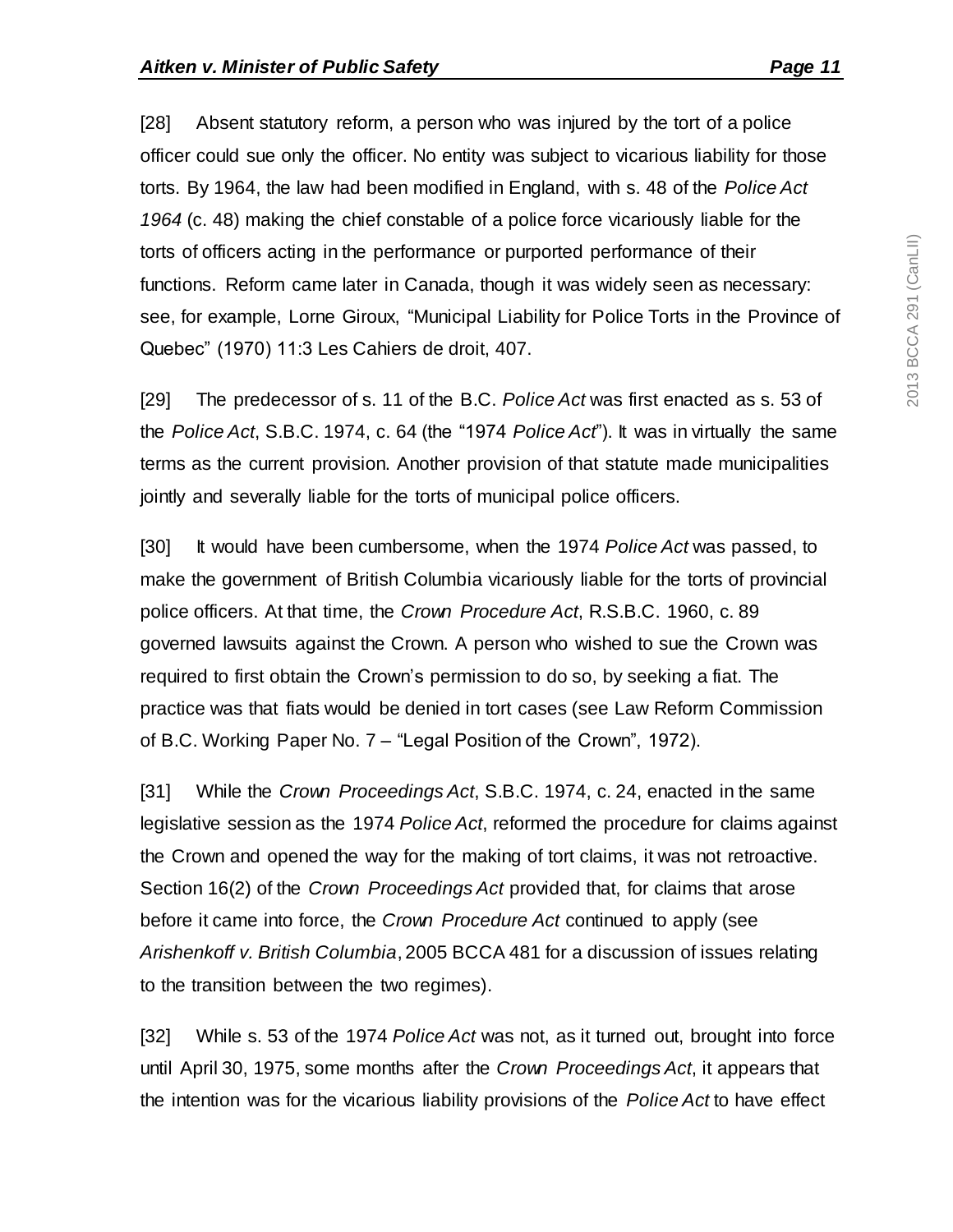[28] Absent statutory reform, a person who was injured by the tort of a police officer could sue only the officer. No entity was subject to vicarious liability for those torts. By 1964, the law had been modified in England, with s. 48 of the *Police Act 1964* (c. 48) making the chief constable of a police force vicariously liable for the torts of officers acting in the performance or purported performance of their functions. Reform came later in Canada, though it was widely seen as necessary: see, for example, Lorne Giroux, "Municipal Liability for Police Torts in the Province of Quebec" (1970) 11:3 Les Cahiers de droit, 407.

[29] The predecessor of s. 11 of the B.C. *Police Act* was first enacted as s. 53 of the *Police Act*, S.B.C. 1974, c. 64 (the "1974 *Police Act*"). It was in virtually the same terms as the current provision. Another provision of that statute made municipalities jointly and severally liable for the torts of municipal police officers.

[30] It would have been cumbersome, when the 1974 *Police Act* was passed, to make the government of British Columbia vicariously liable for the torts of provincial police officers. At that time, the *Crown Procedure Act*, R.S.B.C. 1960, c. 89 governed lawsuits against the Crown. A person who wished to sue the Crown was required to first obtain the Crown's permission to do so, by seeking a fiat. The practice was that fiats would be denied in tort cases (see Law Reform Commission of B.C. Working Paper No. 7 – "Legal Position of the Crown", 1972).

[31] While the *Crown Proceedings Act*, S.B.C. 1974, c. 24, enacted in the same legislative session as the 1974 *Police Act*, reformed the procedure for claims against the Crown and opened the way for the making of tort claims, it was not retroactive. Section 16(2) of the *Crown Proceedings Act* provided that, for claims that arose before it came into force, the *Crown Procedure Act* continued to apply (see *Arishenkoff v. British Columbia*, 2005 BCCA 481 for a discussion of issues relating to the transition between the two regimes).

[32] While s. 53 of the 1974 *Police Act* was not, as it turned out, brought into force until April 30, 1975, some months after the *Crown Proceedings Act*, it appears that the intention was for the vicarious liability provisions of the *Police Act* to have effect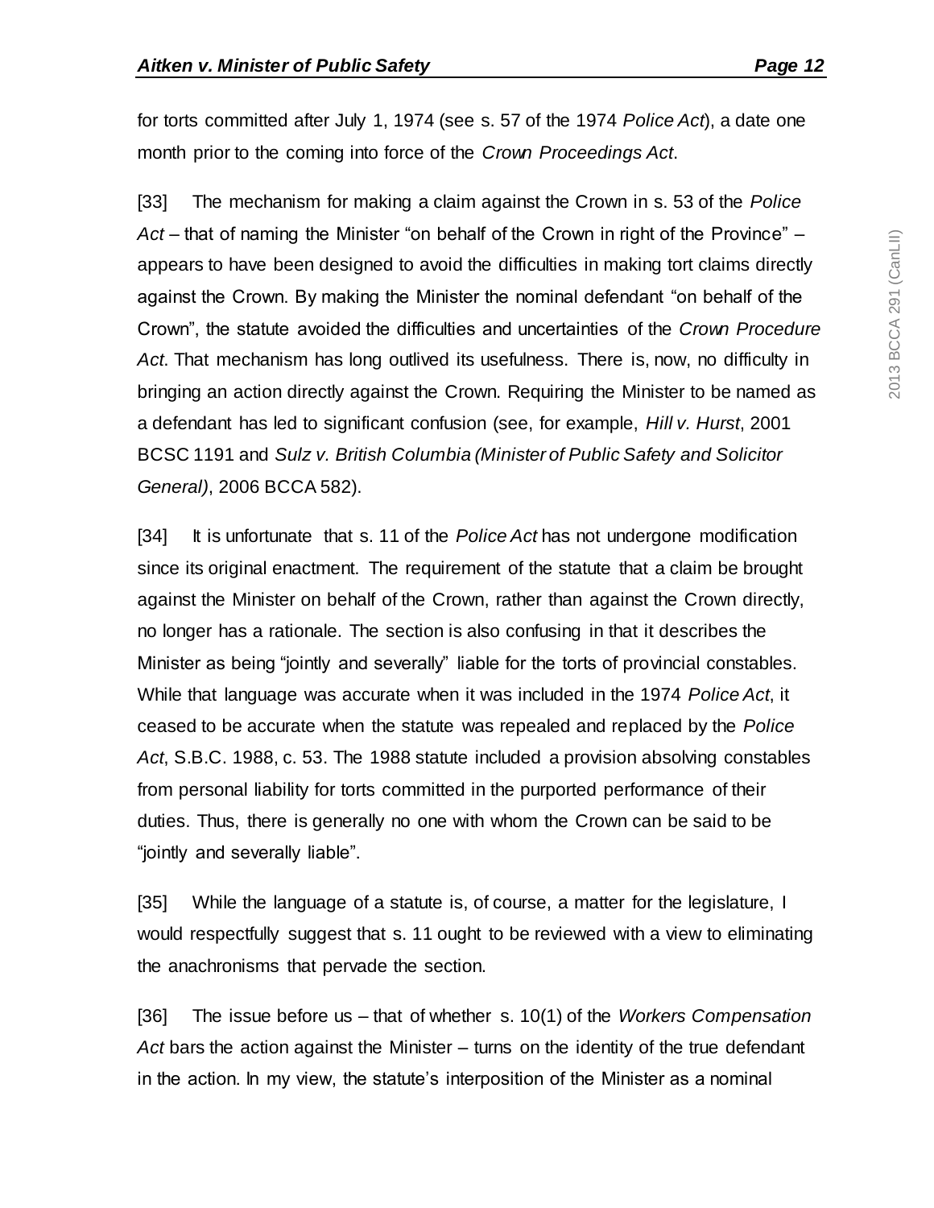for torts committed after July 1, 1974 (see s. 57 of the 1974 *Police Act*), a date one month prior to the coming into force of the *Crown Proceedings Act*.

[33] The mechanism for making a claim against the Crown in s. 53 of the *Police Act* – that of naming the Minister "on behalf of the Crown in right of the Province" – appears to have been designed to avoid the difficulties in making tort claims directly against the Crown. By making the Minister the nominal defendant "on behalf of the Crown", the statute avoided the difficulties and uncertainties of the *Crown Procedure Act*. That mechanism has long outlived its usefulness. There is, now, no difficulty in bringing an action directly against the Crown. Requiring the Minister to be named as a defendant has led to significant confusion (see, for example, *Hill v. Hurst*, 2001 BCSC 1191 and *Sulz v. British Columbia (Minister of Public Safety and Solicitor General)*, 2006 BCCA 582).

[34] It is unfortunate that s. 11 of the *Police Act* has not undergone modification since its original enactment. The requirement of the statute that a claim be brought against the Minister on behalf of the Crown, rather than against the Crown directly, no longer has a rationale. The section is also confusing in that it describes the Minister as being "jointly and severally" liable for the torts of provincial constables. While that language was accurate when it was included in the 1974 *Police Act*, it ceased to be accurate when the statute was repealed and replaced by the *Police Act*, S.B.C. 1988, c. 53. The 1988 statute included a provision absolving constables from personal liability for torts committed in the purported performance of their duties. Thus, there is generally no one with whom the Crown can be said to be "jointly and severally liable".

[35] While the language of a statute is, of course, a matter for the legislature, I would respectfully suggest that s. 11 ought to be reviewed with a view to eliminating the anachronisms that pervade the section.

[36] The issue before us – that of whether s. 10(1) of the *Workers Compensation Act* bars the action against the Minister – turns on the identity of the true defendant in the action. In my view, the statute's interposition of the Minister as a nominal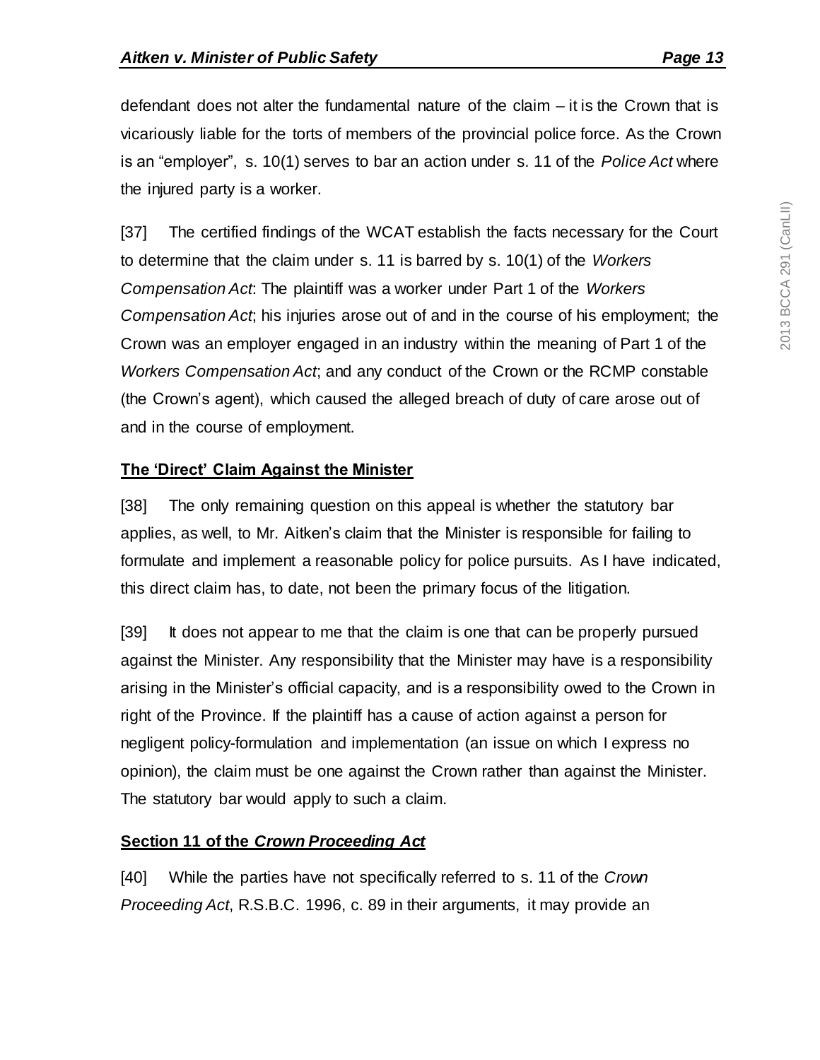defendant does not alter the fundamental nature of the claim – it is the Crown that is vicariously liable for the torts of members of the provincial police force. As the Crown is an "employer", s. 10(1) serves to bar an action under s. 11 of the *Police Act* where the injured party is a worker.

[37] The certified findings of the WCAT establish the facts necessary for the Court to determine that the claim under s. 11 is barred by s. 10(1) of the *Workers Compensation Act*: The plaintiff was a worker under Part 1 of the *Workers Compensation Act*; his injuries arose out of and in the course of his employment; the Crown was an employer engaged in an industry within the meaning of Part 1 of the *Workers Compensation Act*; and any conduct of the Crown or the RCMP constable (the Crown's agent), which caused the alleged breach of duty of care arose out of and in the course of employment.

**The 'Direct' Claim Against the Minister**

[38] The only remaining question on this appeal is whether the statutory bar applies, as well, to Mr. Aitken's claim that the Minister is responsible for failing to formulate and implement a reasonable policy for police pursuits. As I have indicated, this direct claim has, to date, not been the primary focus of the litigation.

[39] It does not appear to me that the claim is one that can be properly pursued against the Minister. Any responsibility that the Minister may have is a responsibility arising in the Minister's official capacity, and is a responsibility owed to the Crown in right of the Province. If the plaintiff has a cause of action against a person for negligent policy-formulation and implementation (an issue on which I express no opinion), the claim must be one against the Crown rather than against the Minister. The statutory bar would apply to such a claim.

**Section 11 of the *Crown Proceeding Act***

[40] While the parties have not specifically referred to s. 11 of the *Crown Proceeding Act*, R.S.B.C. 1996, c. 89 in their arguments, it may provide an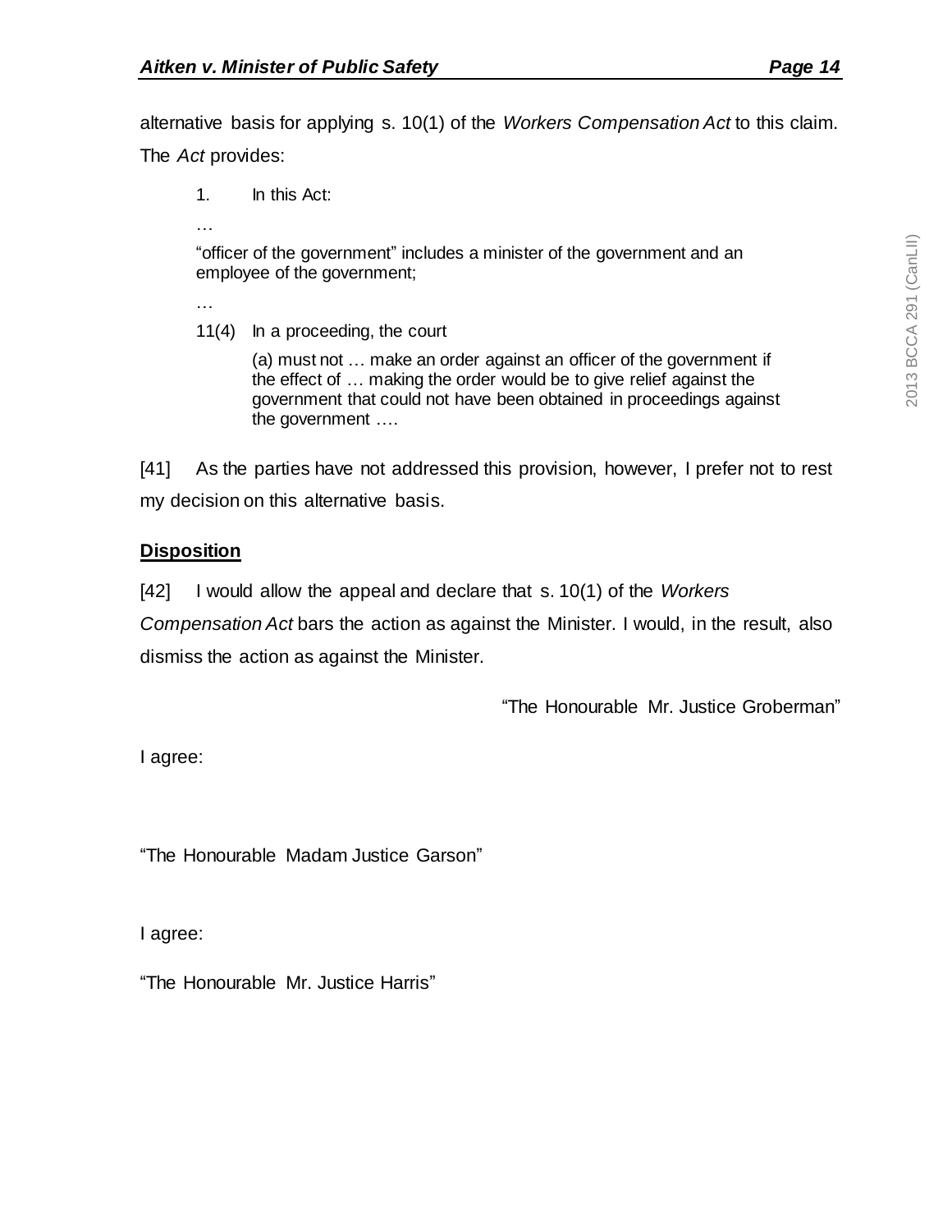alternative basis for applying s. 10(1) of the *Workers Compensation Act* to this claim. The *Act* provides:

> 1. In this Act:
>
> …
>
> "officer of the government" includes a minister of the government and an employee of the government;
>
> …
>
> 11(4) In a proceeding, the court
>
> (a) must not … make an order against an officer of the government if the effect of … making the order would be to give relief against the government that could not have been obtained in proceedings against the government ….

[41] As the parties have not addressed this provision, however, I prefer not to rest my decision on this alternative basis.

**Disposition**

[42] I would allow the appeal and declare that s. 10(1) of the *Workers Compensation Act* bars the action as against the Minister. I would, in the result, also dismiss the action as against the Minister.

"The Honourable Mr. Justice Groberman"

I agree:

"The Honourable Madam Justice Garson"

I agree:

"The Honourable Mr. Justice Harris"